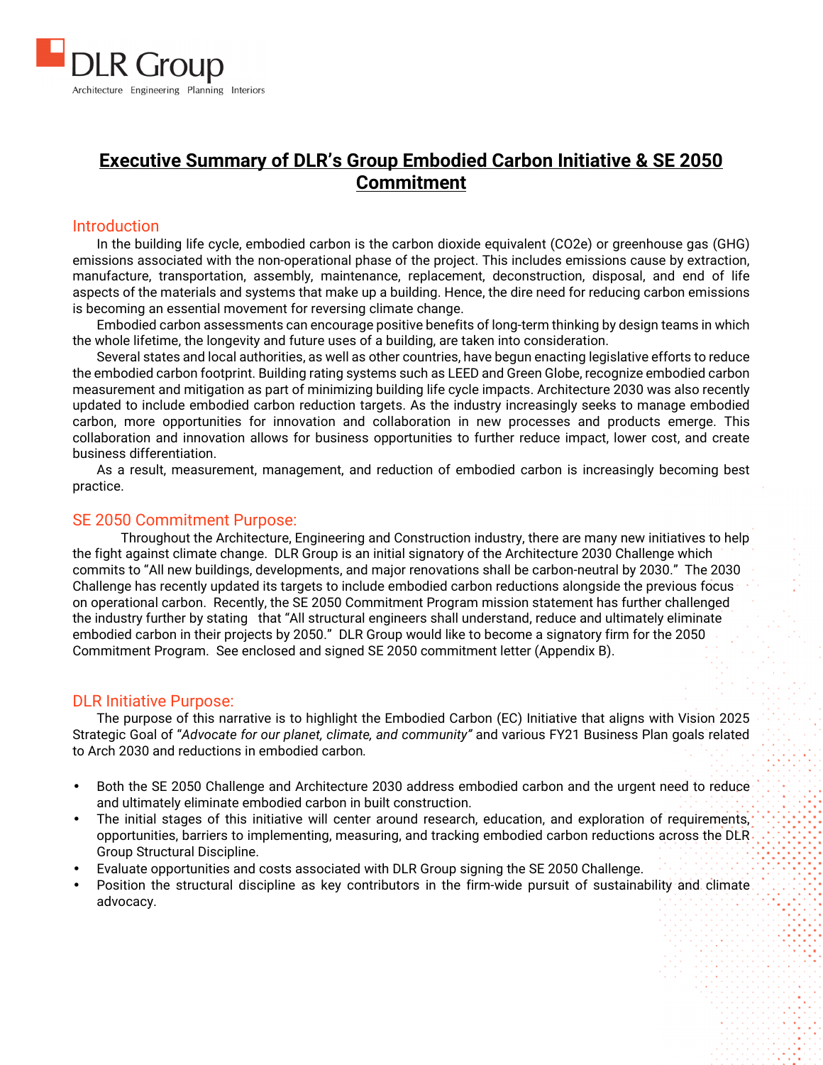DLR Group

Architecture Engineering Planning Interiors

# Executive Summary of DLR's Group Embodied Carbon Initiative & SE 2050 Commitment

## Introduction

In the building life cycle, embodied carbon is the carbon dioxide equivalent ($CO_2e$) or greenhouse gas (GHG) emissions associated with the non-operational phase of the project. This includes emissions cause by extraction, manufacture, transportation, assembly, maintenance, replacement, deconstruction, disposal, and end of life aspects of the materials and systems that make up a building. Hence, the dire need for reducing carbon emissions is becoming an essential movement for reversing climate change.

Embodied carbon assessments can encourage positive benefits of long-term thinking by design teams in which the whole lifetime, the longevity and future uses of a building, are taken into consideration.

Several states and local authorities, as well as other countries, have begun enacting legislative efforts to reduce the embodied carbon footprint. Building rating systems such as LEED and Green Globe, recognize embodied carbon measurement and mitigation as part of minimizing building life cycle impacts. Architecture 2030 was also recently updated to include embodied carbon reduction targets. As the industry increasingly seeks to manage embodied carbon, more opportunities for innovation and collaboration in new processes and products emerge. This collaboration and innovation allows for business opportunities to further reduce impact, lower cost, and create business differentiation.

As a result, measurement, management, and reduction of embodied carbon is increasingly becoming best practice.

## SE 2050 Commitment Purpose:

Throughout the Architecture, Engineering and Construction industry, there are many new initiatives to help the fight against climate change. DLR Group is an initial signatory of the Architecture 2030 Challenge which commits to "All new buildings, developments, and major renovations shall be carbon-neutral by 2030." The 2030 Challenge has recently updated its targets to include embodied carbon reductions alongside the previous focus on operational carbon. Recently, the SE 2050 Commitment Program mission statement has further challenged the industry further by stating that "All structural engineers shall understand, reduce and ultimately eliminate embodied carbon in their projects by 2050." DLR Group would like to become a signatory firm for the 2050 Commitment Program. See enclosed and signed SE 2050 commitment letter (Appendix B).

## DLR Initiative Purpose:

The purpose of this narrative is to highlight the Embodied Carbon (EC) Initiative that aligns with Vision 2025 Strategic Goal of "*Advocate for our planet, climate, and community"* and various FY21 Business Plan goals related to Arch 2030 and reductions in embodied carbon.

- Both the SE 2050 Challenge and Architecture 2030 address embodied carbon and the urgent need to reduce and ultimately eliminate embodied carbon in built construction.
- The initial stages of this initiative will center around research, education, and exploration of requirements, opportunities, barriers to implementing, measuring, and tracking embodied carbon reductions across the DLR Group Structural Discipline.
- Evaluate opportunities and costs associated with DLR Group signing the SE 2050 Challenge.
- Position the structural discipline as key contributors in the firm-wide pursuit of sustainability and climate advocacy.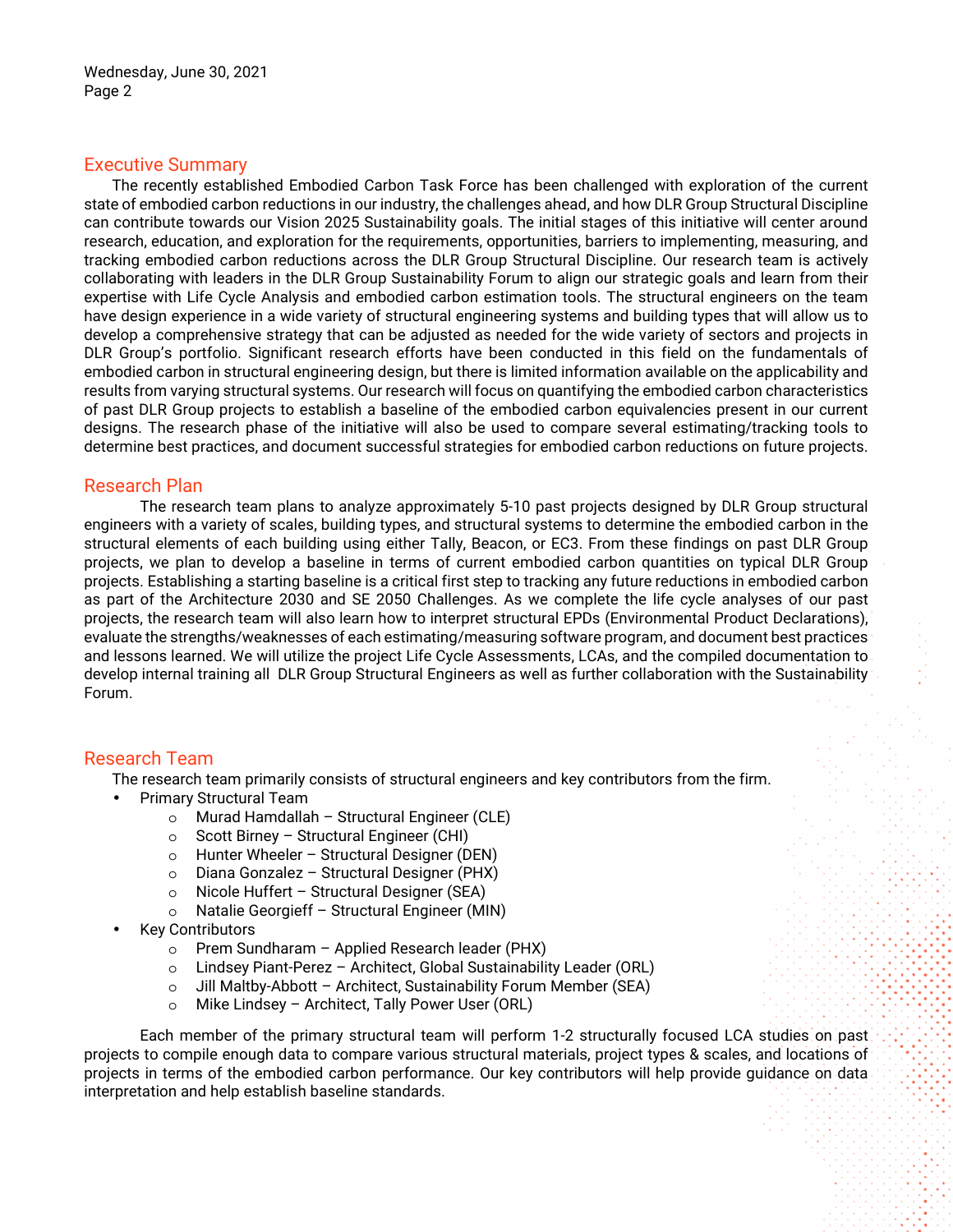## Executive Summary

The recently established Embodied Carbon Task Force has been challenged with exploration of the current state of embodied carbon reductions in our industry, the challenges ahead, and how DLR Group Structural Discipline can contribute towards our Vision 2025 Sustainability goals. The initial stages of this initiative will center around research, education, and exploration for the requirements, opportunities, barriers to implementing, measuring, and tracking embodied carbon reductions across the DLR Group Structural Discipline. Our research team is actively collaborating with leaders in the DLR Group Sustainability Forum to align our strategic goals and learn from their expertise with Life Cycle Analysis and embodied carbon estimation tools. The structural engineers on the team have design experience in a wide variety of structural engineering systems and building types that will allow us to develop a comprehensive strategy that can be adjusted as needed for the wide variety of sectors and projects in DLR Group's portfolio. Significant research efforts have been conducted in this field on the fundamentals of embodied carbon in structural engineering design, but there is limited information available on the applicability and results from varying structural systems. Our research will focus on quantifying the embodied carbon characteristics of past DLR Group projects to establish a baseline of the embodied carbon equivalencies present in our current designs. The research phase of the initiative will also be used to compare several estimating/tracking tools to determine best practices, and document successful strategies for embodied carbon reductions on future projects.

## Research Plan

The research team plans to analyze approximately 5-10 past projects designed by DLR Group structural engineers with a variety of scales, building types, and structural systems to determine the embodied carbon in the structural elements of each building using either Tally, Beacon, or EC3. From these findings on past DLR Group projects, we plan to develop a baseline in terms of current embodied carbon quantities on typical DLR Group projects. Establishing a starting baseline is a critical first step to tracking any future reductions in embodied carbon as part of the Architecture 2030 and SE 2050 Challenges. As we complete the life cycle analyses of our past projects, the research team will also learn how to interpret structural EPDs (Environmental Product Declarations), evaluate the strengths/weaknesses of each estimating/measuring software program, and document best practices and lessons learned. We will utilize the project Life Cycle Assessments, LCAs, and the compiled documentation to develop internal training all  DLR Group Structural Engineers as well as further collaboration with the Sustainability Forum.

## Research Team

The research team primarily consists of structural engineers and key contributors from the firm.

- Primary Structural Team
  - Murad Hamdallah – Structural Engineer (CLE)
  - Scott Birney – Structural Engineer (CHI)
  - Hunter Wheeler – Structural Designer (DEN)
  - Diana Gonzalez – Structural Designer (PHX)
  - Nicole Huffert – Structural Designer (SEA)
  - Natalie Georgieff – Structural Engineer (MIN)
- Key Contributors
  - Prem Sundharam – Applied Research leader (PHX)
  - Lindsey Piant-Perez – Architect, Global Sustainability Leader (ORL)
  - Jill Maltby-Abbott – Architect, Sustainability Forum Member (SEA)
  - Mike Lindsey – Architect, Tally Power User (ORL)

Each member of the primary structural team will perform 1-2 structurally focused LCA studies on past projects to compile enough data to compare various structural materials, project types & scales, and locations of projects in terms of the embodied carbon performance. Our key contributors will help provide guidance on data interpretation and help establish baseline standards.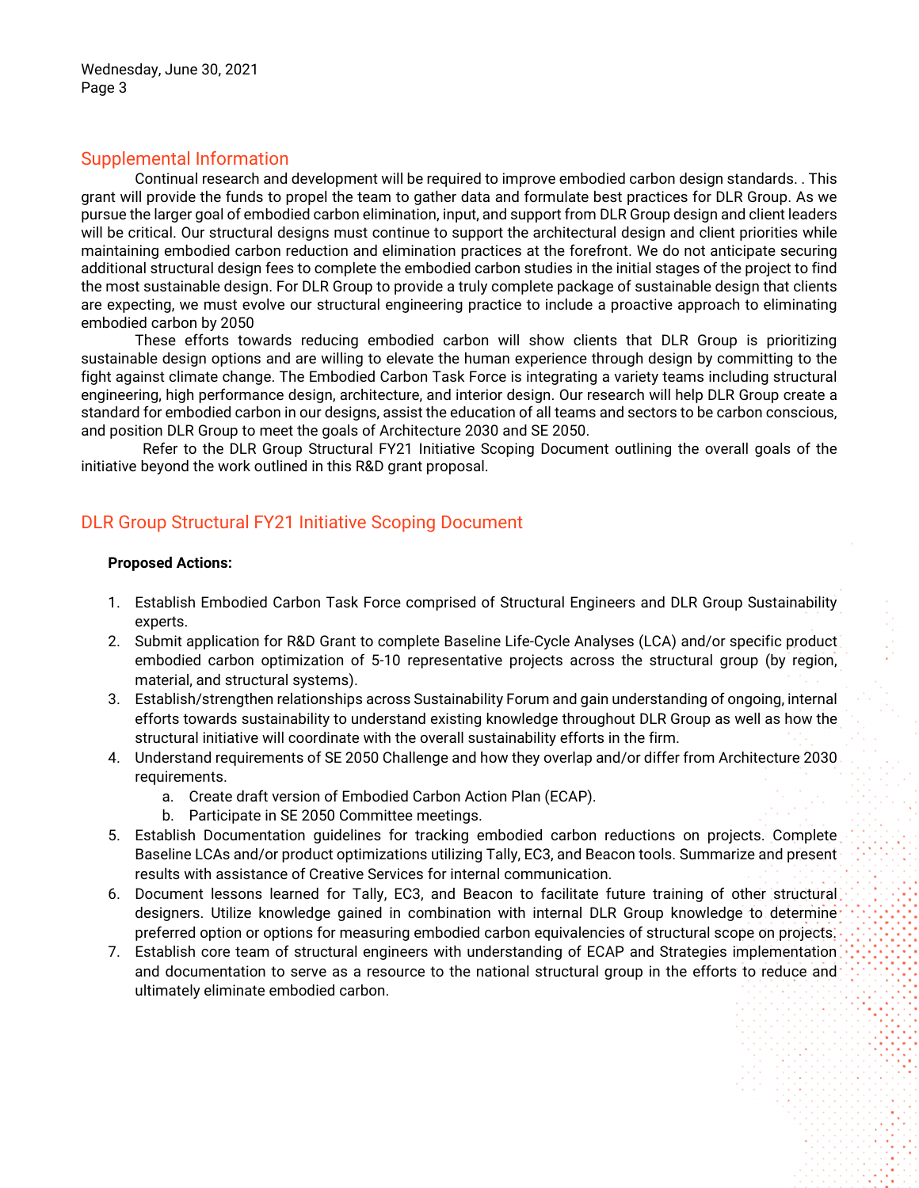## Supplemental Information

Continual research and development will be required to improve embodied carbon design standards. . This grant will provide the funds to propel the team to gather data and formulate best practices for DLR Group. As we pursue the larger goal of embodied carbon elimination, input, and support from DLR Group design and client leaders will be critical. Our structural designs must continue to support the architectural design and client priorities while maintaining embodied carbon reduction and elimination practices at the forefront. We do not anticipate securing additional structural design fees to complete the embodied carbon studies in the initial stages of the project to find the most sustainable design. For DLR Group to provide a truly complete package of sustainable design that clients are expecting, we must evolve our structural engineering practice to include a proactive approach to eliminating embodied carbon by 2050

These efforts towards reducing embodied carbon will show clients that DLR Group is prioritizing sustainable design options and are willing to elevate the human experience through design by committing to the fight against climate change. The Embodied Carbon Task Force is integrating a variety teams including structural engineering, high performance design, architecture, and interior design. Our research will help DLR Group create a standard for embodied carbon in our designs, assist the education of all teams and sectors to be carbon conscious, and position DLR Group to meet the goals of Architecture 2030 and SE 2050.

Refer to the DLR Group Structural FY21 Initiative Scoping Document outlining the overall goals of the initiative beyond the work outlined in this R&D grant proposal.

## DLR Group Structural FY21 Initiative Scoping Document

**Proposed Actions:**

1. Establish Embodied Carbon Task Force comprised of Structural Engineers and DLR Group Sustainability experts.
2. Submit application for R&D Grant to complete Baseline Life-Cycle Analyses (LCA) and/or specific product embodied carbon optimization of 5-10 representative projects across the structural group (by region, material, and structural systems).
3. Establish/strengthen relationships across Sustainability Forum and gain understanding of ongoing, internal efforts towards sustainability to understand existing knowledge throughout DLR Group as well as how the structural initiative will coordinate with the overall sustainability efforts in the firm.
4. Understand requirements of SE 2050 Challenge and how they overlap and/or differ from Architecture 2030 requirements.
   a. Create draft version of Embodied Carbon Action Plan (ECAP).
   b. Participate in SE 2050 Committee meetings.
5. Establish Documentation guidelines for tracking embodied carbon reductions on projects. Complete Baseline LCAs and/or product optimizations utilizing Tally, EC3, and Beacon tools. Summarize and present results with assistance of Creative Services for internal communication.
6. Document lessons learned for Tally, EC3, and Beacon to facilitate future training of other structural designers. Utilize knowledge gained in combination with internal DLR Group knowledge to determine preferred option or options for measuring embodied carbon equivalencies of structural scope on projects.
7. Establish core team of structural engineers with understanding of ECAP and Strategies implementation and documentation to serve as a resource to the national structural group in the efforts to reduce and ultimately eliminate embodied carbon.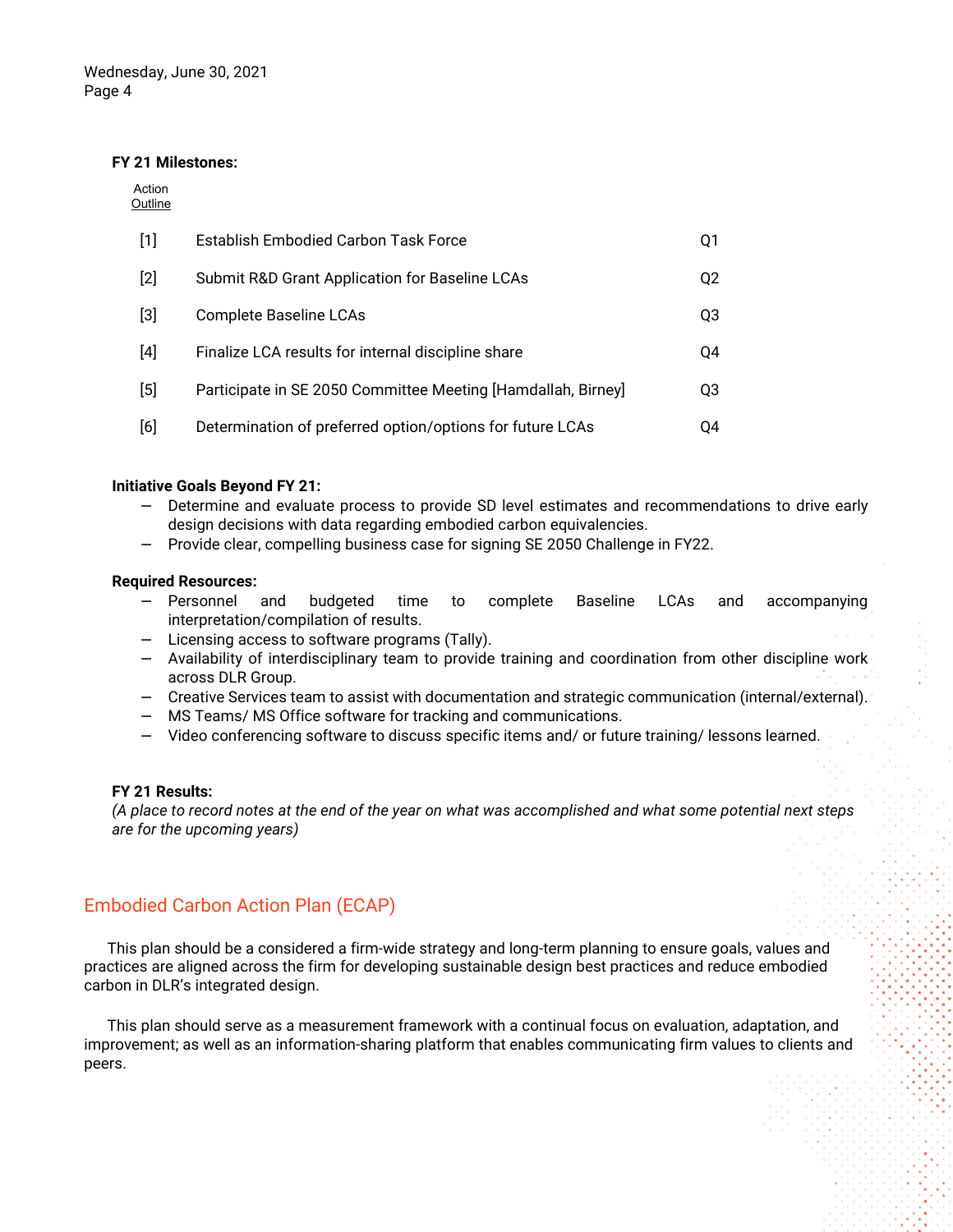**FY 21 Milestones:**

Action Outline

| | | |
|---|---|---|
| [1] | Establish Embodied Carbon Task Force | Q1 |
| [2] | Submit R&D Grant Application for Baseline LCAs | Q2 |
| [3] | Complete Baseline LCAs | Q3 |
| [4] | Finalize LCA results for internal discipline share | Q4 |
| [5] | Participate in SE 2050 Committee Meeting [Hamdallah, Birney] | Q3 |
| [6] | Determination of preferred option/options for future LCAs | Q4 |

**Initiative Goals Beyond FY 21:**

- Determine and evaluate process to provide SD level estimates and recommendations to drive early design decisions with data regarding embodied carbon equivalencies.
- Provide clear, compelling business case for signing SE 2050 Challenge in FY22.

**Required Resources:**

- Personnel and budgeted time to complete Baseline LCAs and accompanying interpretation/compilation of results.
- Licensing access to software programs (Tally).
- Availability of interdisciplinary team to provide training and coordination from other discipline work across DLR Group.
- Creative Services team to assist with documentation and strategic communication (internal/external).
- MS Teams/ MS Office software for tracking and communications.
- Video conferencing software to discuss specific items and/ or future training/ lessons learned.

**FY 21 Results:**

*(A place to record notes at the end of the year on what was accomplished and what some potential next steps are for the upcoming years)*

## Embodied Carbon Action Plan (ECAP)

This plan should be a considered a firm-wide strategy and long-term planning to ensure goals, values and practices are aligned across the firm for developing sustainable design best practices and reduce embodied carbon in DLR's integrated design.

This plan should serve as a measurement framework with a continual focus on evaluation, adaptation, and improvement; as well as an information-sharing platform that enables communicating firm values to clients and peers.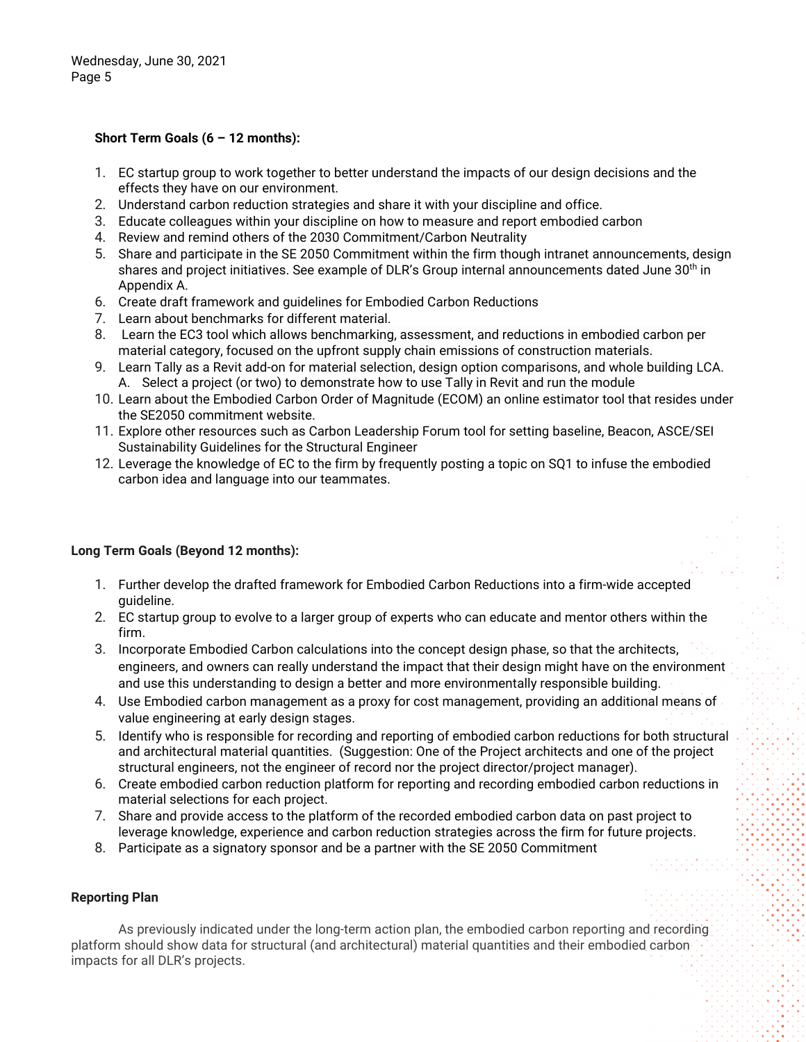**Short Term Goals (6 – 12 months):**

1. EC startup group to work together to better understand the impacts of our design decisions and the effects they have on our environment.
2. Understand carbon reduction strategies and share it with your discipline and office.
3. Educate colleagues within your discipline on how to measure and report embodied carbon
4. Review and remind others of the 2030 Commitment/Carbon Neutrality
5. Share and participate in the SE 2050 Commitment within the firm though intranet announcements, design shares and project initiatives. See example of DLR's Group internal announcements dated June 30th in Appendix A.
6. Create draft framework and guidelines for Embodied Carbon Reductions
7. Learn about benchmarks for different material.
8. Learn the EC3 tool which allows benchmarking, assessment, and reductions in embodied carbon per material category, focused on the upfront supply chain emissions of construction materials.
9. Learn Tally as a Revit add-on for material selection, design option comparisons, and whole building LCA.
   A. Select a project (or two) to demonstrate how to use Tally in Revit and run the module
10. Learn about the Embodied Carbon Order of Magnitude (ECOM) an online estimator tool that resides under the SE2050 commitment website.
11. Explore other resources such as Carbon Leadership Forum tool for setting baseline, Beacon, ASCE/SEI Sustainability Guidelines for the Structural Engineer
12. Leverage the knowledge of EC to the firm by frequently posting a topic on SQ1 to infuse the embodied carbon idea and language into our teammates.

**Long Term Goals (Beyond 12 months):**

1. Further develop the drafted framework for Embodied Carbon Reductions into a firm-wide accepted guideline.
2. EC startup group to evolve to a larger group of experts who can educate and mentor others within the firm.
3. Incorporate Embodied Carbon calculations into the concept design phase, so that the architects, engineers, and owners can really understand the impact that their design might have on the environment and use this understanding to design a better and more environmentally responsible building.
4. Use Embodied carbon management as a proxy for cost management, providing an additional means of value engineering at early design stages.
5. Identify who is responsible for recording and reporting of embodied carbon reductions for both structural and architectural material quantities. (Suggestion: One of the Project architects and one of the project structural engineers, not the engineer of record nor the project director/project manager).
6. Create embodied carbon reduction platform for reporting and recording embodied carbon reductions in material selections for each project.
7. Share and provide access to the platform of the recorded embodied carbon data on past project to leverage knowledge, experience and carbon reduction strategies across the firm for future projects.
8. Participate as a signatory sponsor and be a partner with the SE 2050 Commitment

**Reporting Plan**

As previously indicated under the long-term action plan, the embodied carbon reporting and recording platform should show data for structural (and architectural) material quantities and their embodied carbon impacts for all DLR's projects.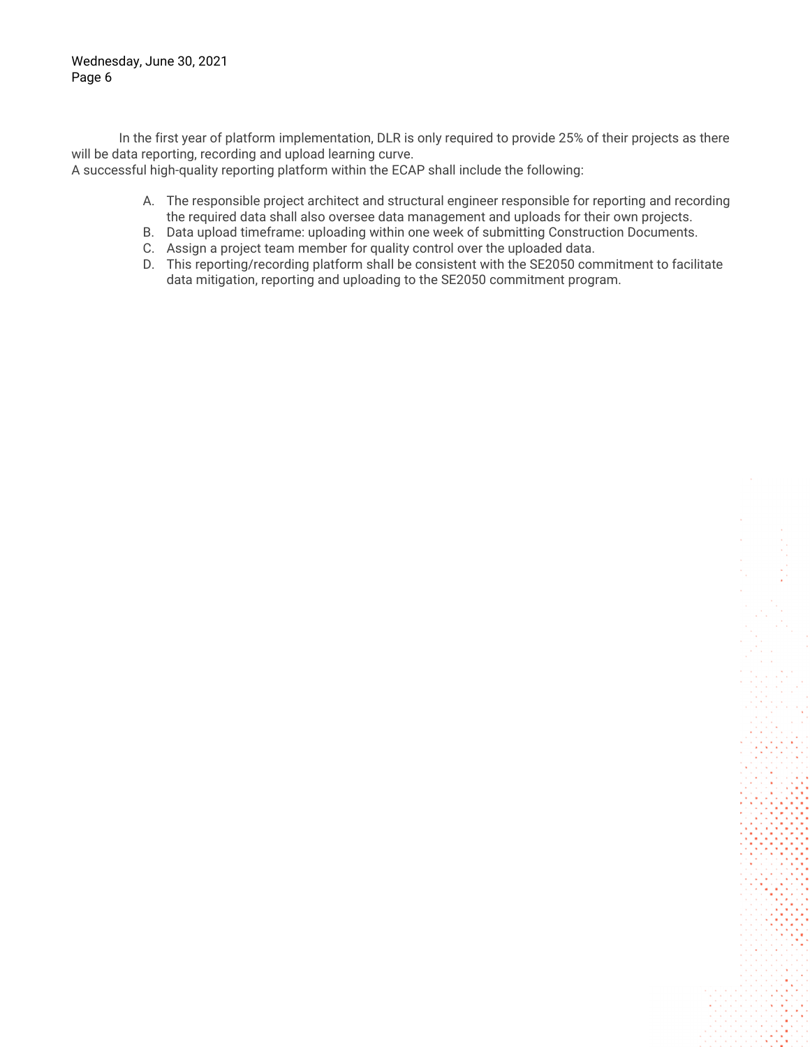In the first year of platform implementation, DLR is only required to provide 25% of their projects as there will be data reporting, recording and upload learning curve.

A successful high-quality reporting platform within the ECAP shall include the following:

A. The responsible project architect and structural engineer responsible for reporting and recording the required data shall also oversee data management and uploads for their own projects.
B. Data upload timeframe: uploading within one week of submitting Construction Documents.
C. Assign a project team member for quality control over the uploaded data.
D. This reporting/recording platform shall be consistent with the SE2050 commitment to facilitate data mitigation, reporting and uploading to the SE2050 commitment program.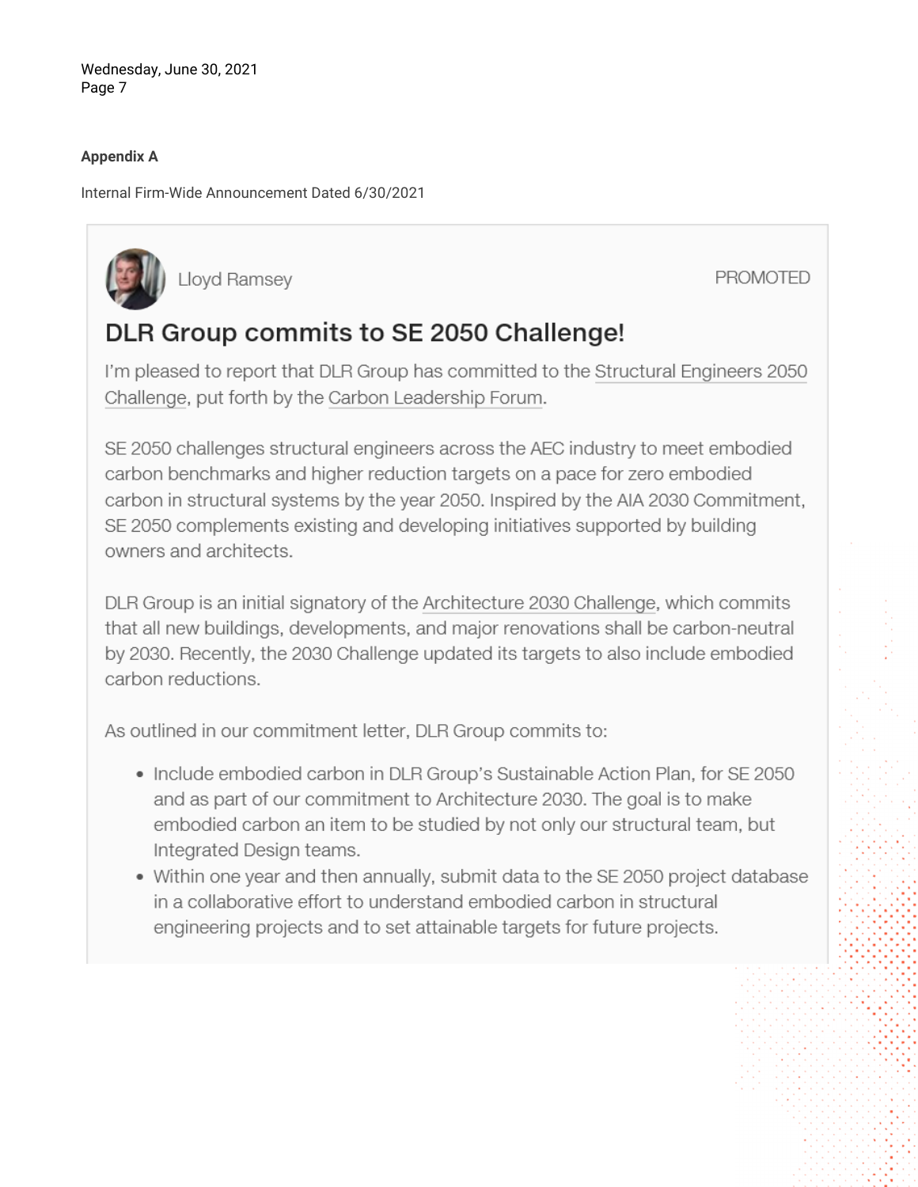**Appendix A**

Internal Firm-Wide Announcement Dated 6/30/2021

Lloyd Ramsey

PROMOTED

## DLR Group commits to SE 2050 Challenge!

I'm pleased to report that DLR Group has committed to the Structural Engineers 2050 Challenge, put forth by the Carbon Leadership Forum.

SE 2050 challenges structural engineers across the AEC industry to meet embodied carbon benchmarks and higher reduction targets on a pace for zero embodied carbon in structural systems by the year 2050. Inspired by the AIA 2030 Commitment, SE 2050 complements existing and developing initiatives supported by building owners and architects.

DLR Group is an initial signatory of the Architecture 2030 Challenge, which commits that all new buildings, developments, and major renovations shall be carbon-neutral by 2030. Recently, the 2030 Challenge updated its targets to also include embodied carbon reductions.

As outlined in our commitment letter, DLR Group commits to:

- Include embodied carbon in DLR Group's Sustainable Action Plan, for SE 2050 and as part of our commitment to Architecture 2030. The goal is to make embodied carbon an item to be studied by not only our structural team, but Integrated Design teams.
- Within one year and then annually, submit data to the SE 2050 project database in a collaborative effort to understand embodied carbon in structural engineering projects and to set attainable targets for future projects.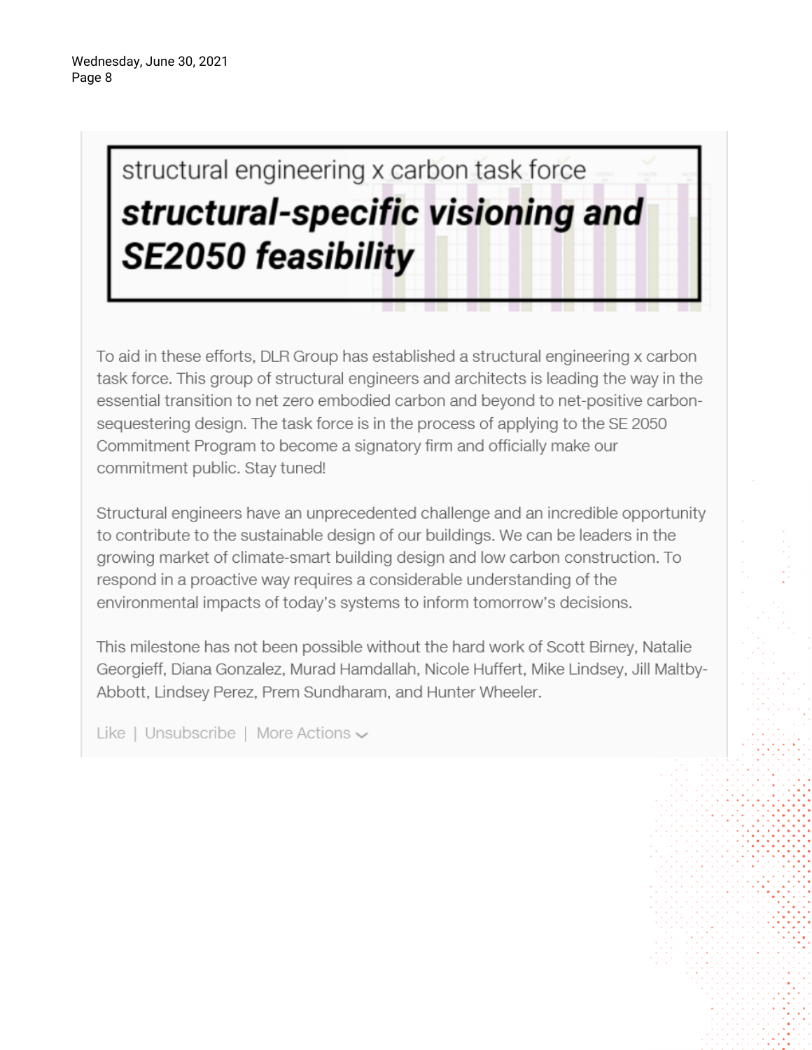structural engineering x carbon task force

## *structural-specific visioning and SE2050 feasibility*

To aid in these efforts, DLR Group has established a structural engineering x carbon task force. This group of structural engineers and architects is leading the way in the essential transition to net zero embodied carbon and beyond to net-positive carbon-sequestering design. The task force is in the process of applying to the SE 2050 Commitment Program to become a signatory firm and officially make our commitment public. Stay tuned!

Structural engineers have an unprecedented challenge and an incredible opportunity to contribute to the sustainable design of our buildings. We can be leaders in the growing market of climate-smart building design and low carbon construction. To respond in a proactive way requires a considerable understanding of the environmental impacts of today's systems to inform tomorrow's decisions.

This milestone has not been possible without the hard work of Scott Birney, Natalie Georgieff, Diana Gonzalez, Murad Hamdallah, Nicole Huffert, Mike Lindsey, Jill Maltby-Abbott, Lindsey Perez, Prem Sundharam, and Hunter Wheeler.

Like | Unsubscribe | More Actions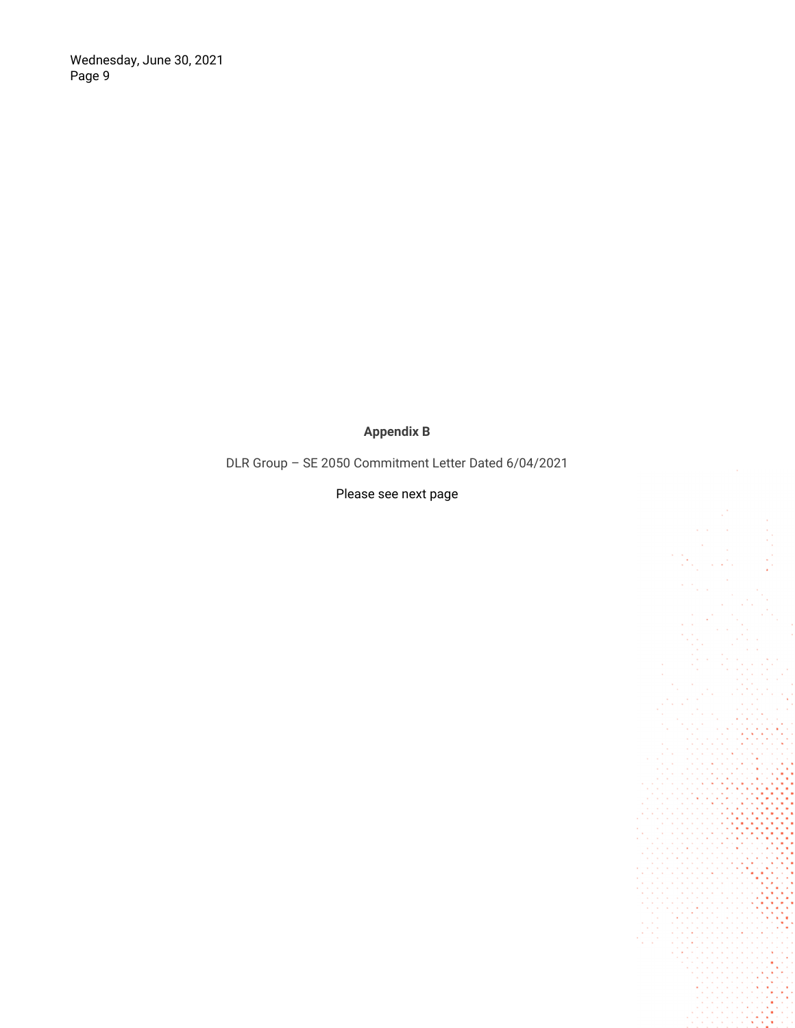**Appendix B**

DLR Group – SE 2050 Commitment Letter Dated 6/04/2021

Please see next page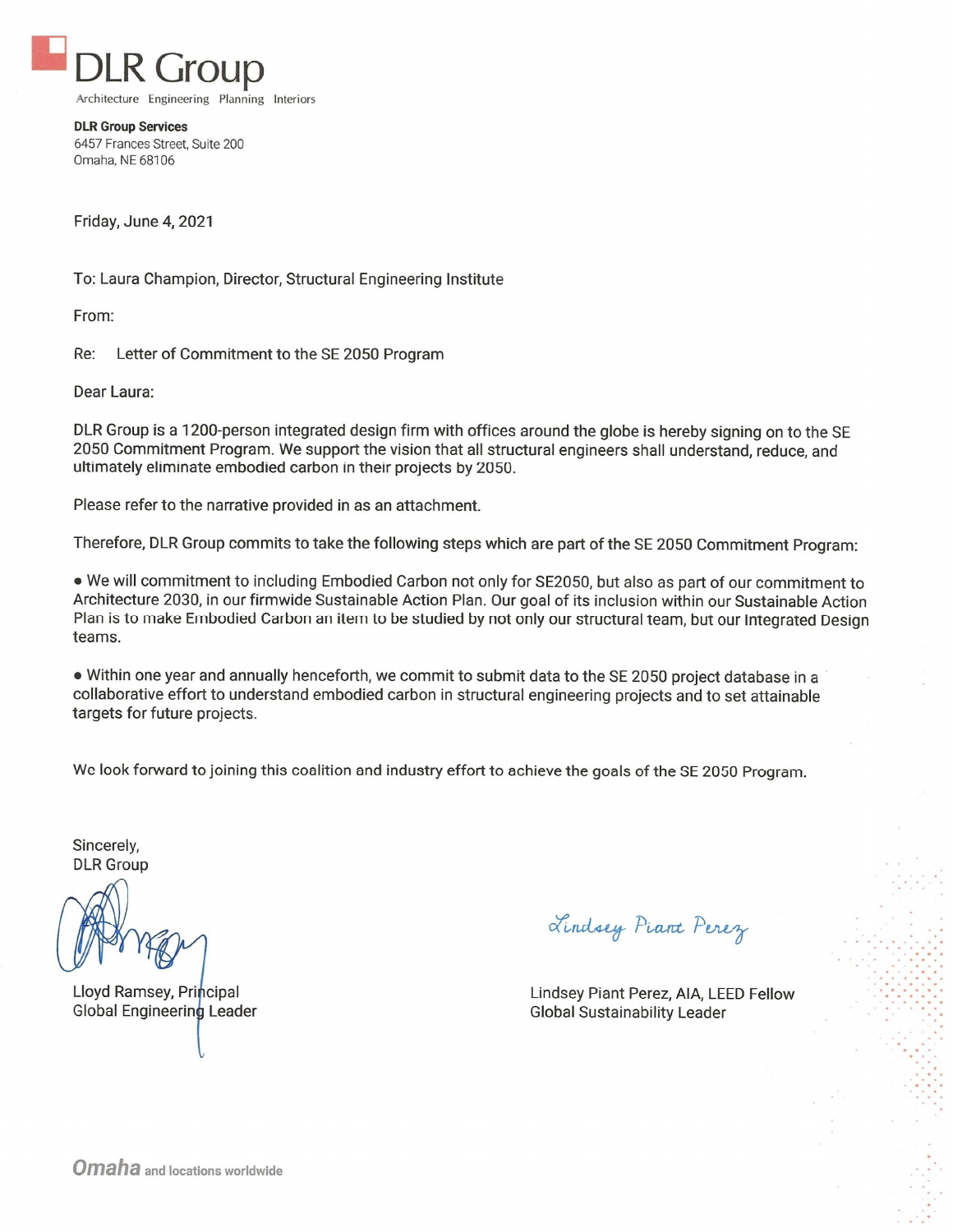DLR Group

Architecture Engineering Planning Interiors

**DLR Group Services**
6457 Frances Street, Suite 200
Omaha, NE 68106

Friday, June 4, 2021

To: Laura Champion, Director, Structural Engineering Institute

From:

Re: Letter of Commitment to the SE 2050 Program

Dear Laura:

DLR Group is a 1200-person integrated design firm with offices around the globe is hereby signing on to the SE 2050 Commitment Program. We support the vision that all structural engineers shall understand, reduce, and ultimately eliminate embodied carbon in their projects by 2050.

Please refer to the narrative provided in as an attachment.

Therefore, DLR Group commits to take the following steps which are part of the SE 2050 Commitment Program:

- We will commitment to including Embodied Carbon not only for SE2050, but also as part of our commitment to Architecture 2030, in our firmwide Sustainable Action Plan. Our goal of its inclusion within our Sustainable Action Plan is to make Embodied Carbon an item to be studied by not only our structural team, but our Integrated Design teams.

- Within one year and annually henceforth, we commit to submit data to the SE 2050 project database in a collaborative effort to understand embodied carbon in structural engineering projects and to set attainable targets for future projects.

We look forward to joining this coalition and industry effort to achieve the goals of the SE 2050 Program.

Sincerely,
DLR Group

Lloyd Ramsey, Principal
Global Engineering Leader

*Lindsey Piant Perez*

Lindsey Piant Perez, AIA, LEED Fellow
Global Sustainability Leader

**Omaha** and locations worldwide